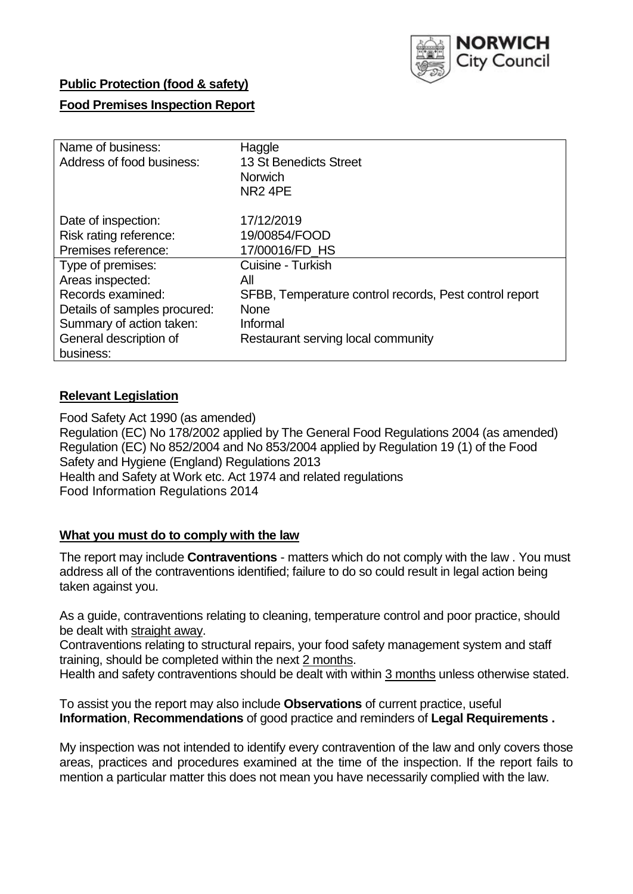NORWICH City Council

**Public Protection (food & safety)**

**Food Premises Inspection Report**

| | |
|---|---|
| Name of business: | Haggle |
| Address of food business: | 13 St Benedicts Street<br>Norwich<br>NR2 4PE |
| Date of inspection: | 17/12/2019 |
| Risk rating reference: | 19/00854/FOOD |
| Premises reference: | 17/00016/FD_HS |
| Type of premises: | Cuisine - Turkish |
| Areas inspected: | All |
| Records examined: | SFBB, Temperature control records, Pest control report |
| Details of samples procured: | None |
| Summary of action taken: | Informal |
| General description of business: | Restaurant serving local community |

## Relevant Legislation

Food Safety Act 1990 (as amended)
Regulation (EC) No 178/2002 applied by The General Food Regulations 2004 (as amended)
Regulation (EC) No 852/2004 and No 853/2004 applied by Regulation 19 (1) of the Food Safety and Hygiene (England) Regulations 2013
Health and Safety at Work etc. Act 1974 and related regulations
Food Information Regulations 2014

## What you must do to comply with the law

The report may include **Contraventions** - matters which do not comply with the law . You must address all of the contraventions identified; failure to do so could result in legal action being taken against you.

As a guide, contraventions relating to cleaning, temperature control and poor practice, should be dealt with straight away.
Contraventions relating to structural repairs, your food safety management system and staff training, should be completed within the next 2 months.
Health and safety contraventions should be dealt with within 3 months unless otherwise stated.

To assist you the report may also include **Observations** of current practice, useful **Information**, **Recommendations** of good practice and reminders of **Legal Requirements .**

My inspection was not intended to identify every contravention of the law and only covers those areas, practices and procedures examined at the time of the inspection. If the report fails to mention a particular matter this does not mean you have necessarily complied with the law.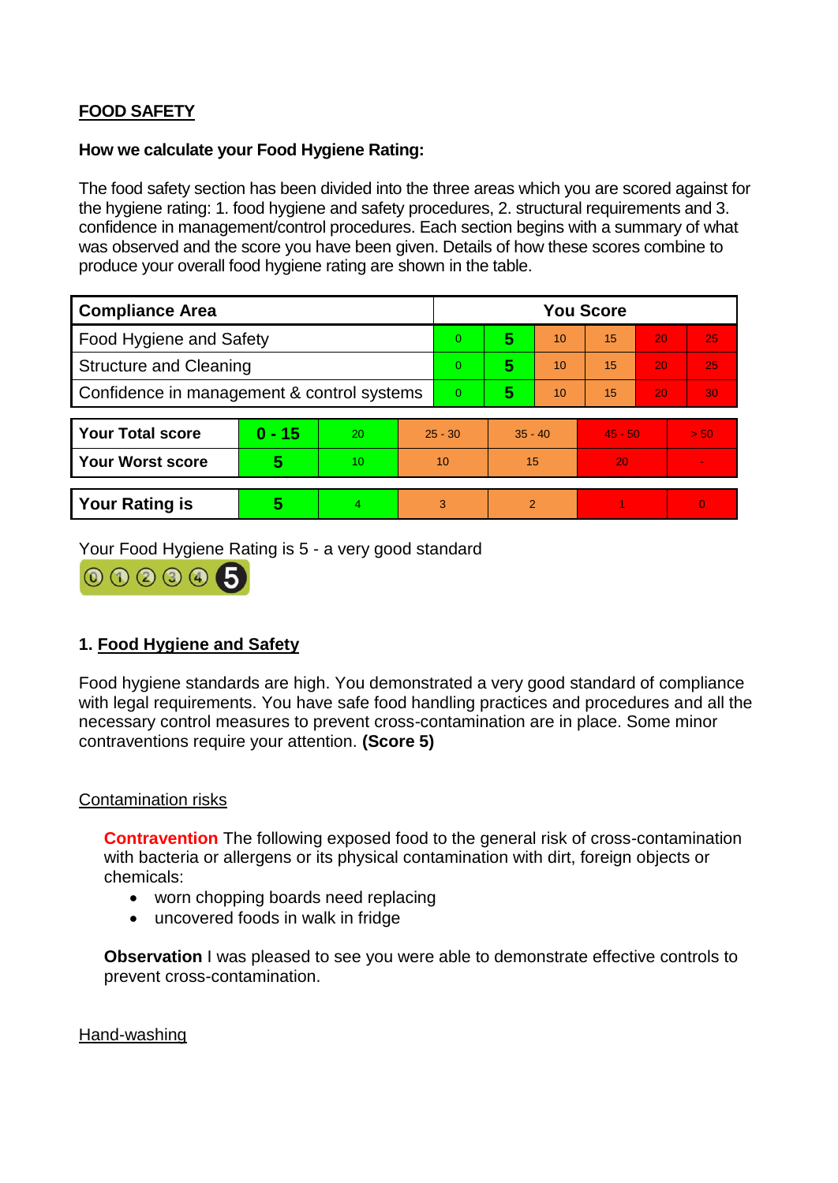## FOOD SAFETY

**How we calculate your Food Hygiene Rating:**

The food safety section has been divided into the three areas which you are scored against for the hygiene rating: 1. food hygiene and safety procedures, 2. structural requirements and 3. confidence in management/control procedures. Each section begins with a summary of what was observed and the score you have been given. Details of how these scores combine to produce your overall food hygiene rating are shown in the table.

| Compliance Area | You Score | | | | | |
|---|---|---|---|---|---|---|
| Food Hygiene and Safety | 0 | **5** | 10 | 15 | 20 | 25 |
| Structure and Cleaning | 0 | **5** | 10 | 15 | 20 | 25 |
| Confidence in management & control systems | 0 | **5** | 10 | 15 | 20 | 30 |

| | | | | | | |
|---|---|---|---|---|---|---|
| **Your Total score** | **0 - 15** | 20 | 25 - 30 | 35 - 40 | 45 - 50 | > 50 |
| **Your Worst score** | **5** | 10 | 10 | 15 | 20 | - |

| | | | | | | |
|---|---|---|---|---|---|---|
| **Your Rating is** | **5** | 4 | 3 | 2 | 1 | 0 |

Your Food Hygiene Rating is 5 - a very good standard

### 1. Food Hygiene and Safety

Food hygiene standards are high. You demonstrated a very good standard of compliance with legal requirements. You have safe food handling practices and procedures and all the necessary control measures to prevent cross-contamination are in place. Some minor contraventions require your attention. **(Score 5)**

Contamination risks

**Contravention** The following exposed food to the general risk of cross-contamination with bacteria or allergens or its physical contamination with dirt, foreign objects or chemicals:

- worn chopping boards need replacing
- uncovered foods in walk in fridge

**Observation** I was pleased to see you were able to demonstrate effective controls to prevent cross-contamination.

Hand-washing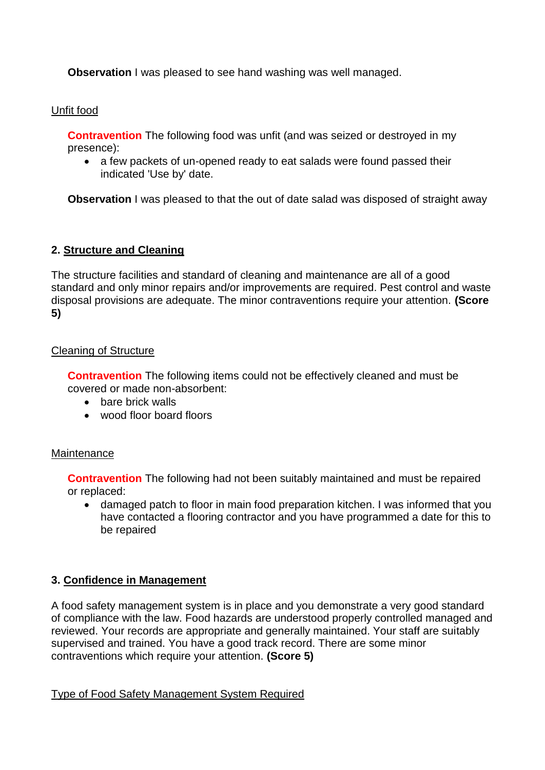**Observation** I was pleased to see hand washing was well managed.

Unfit food

**Contravention** The following food was unfit (and was seized or destroyed in my presence):

- a few packets of un-opened ready to eat salads were found passed their indicated 'Use by' date.

**Observation** I was pleased to that the out of date salad was disposed of straight away

## 2. Structure and Cleaning

The structure facilities and standard of cleaning and maintenance are all of a good standard and only minor repairs and/or improvements are required. Pest control and waste disposal provisions are adequate. The minor contraventions require your attention. **(Score 5)**

Cleaning of Structure

**Contravention** The following items could not be effectively cleaned and must be covered or made non-absorbent:

- bare brick walls
- wood floor board floors

Maintenance

**Contravention** The following had not been suitably maintained and must be repaired or replaced:

- damaged patch to floor in main food preparation kitchen. I was informed that you have contacted a flooring contractor and you have programmed a date for this to be repaired

## 3. Confidence in Management

A food safety management system is in place and you demonstrate a very good standard of compliance with the law. Food hazards are understood properly controlled managed and reviewed. Your records are appropriate and generally maintained. Your staff are suitably supervised and trained. You have a good track record. There are some minor contraventions which require your attention. **(Score 5)**

Type of Food Safety Management System Required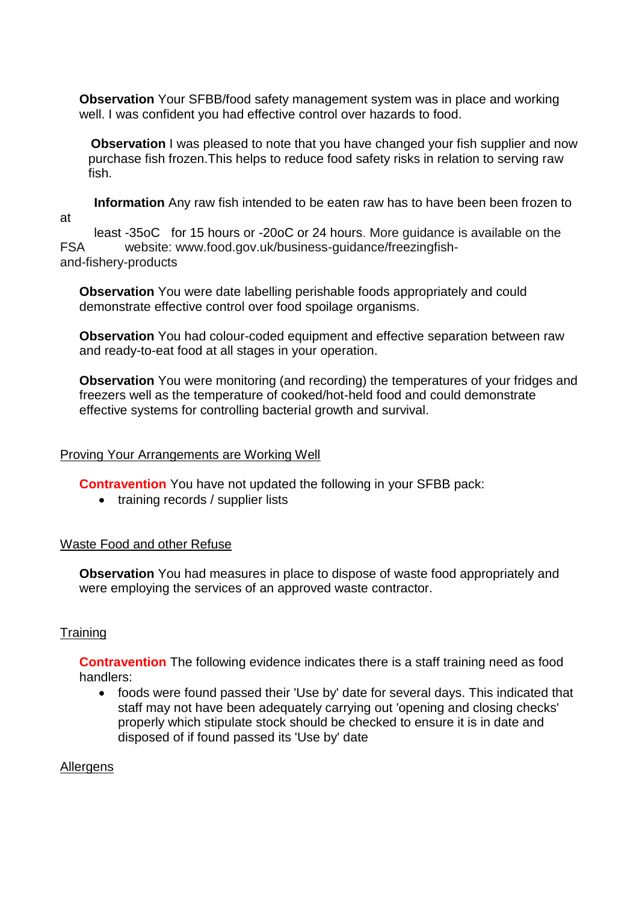**Observation** Your SFBB/food safety management system was in place and working well. I was confident you had effective control over hazards to food.

**Observation** I was pleased to note that you have changed your fish supplier and now purchase fish frozen.This helps to reduce food safety risks in relation to serving raw fish.

**Information** Any raw fish intended to be eaten raw has to have been been frozen to at least -35oC for 15 hours or -20oC or 24 hours. More guidance is available on the FSA website: www.food.gov.uk/business-guidance/freezingfish-and-fishery-products

**Observation** You were date labelling perishable foods appropriately and could demonstrate effective control over food spoilage organisms.

**Observation** You had colour-coded equipment and effective separation between raw and ready-to-eat food at all stages in your operation.

**Observation** You were monitoring (and recording) the temperatures of your fridges and freezers well as the temperature of cooked/hot-held food and could demonstrate effective systems for controlling bacterial growth and survival.

## Proving Your Arrangements are Working Well

**Contravention** You have not updated the following in your SFBB pack:

- training records / supplier lists

## Waste Food and other Refuse

**Observation** You had measures in place to dispose of waste food appropriately and were employing the services of an approved waste contractor.

## Training

**Contravention** The following evidence indicates there is a staff training need as food handlers:

- foods were found passed their 'Use by' date for several days. This indicated that staff may not have been adequately carrying out 'opening and closing checks' properly which stipulate stock should be checked to ensure it is in date and disposed of if found passed its 'Use by' date

## Allergens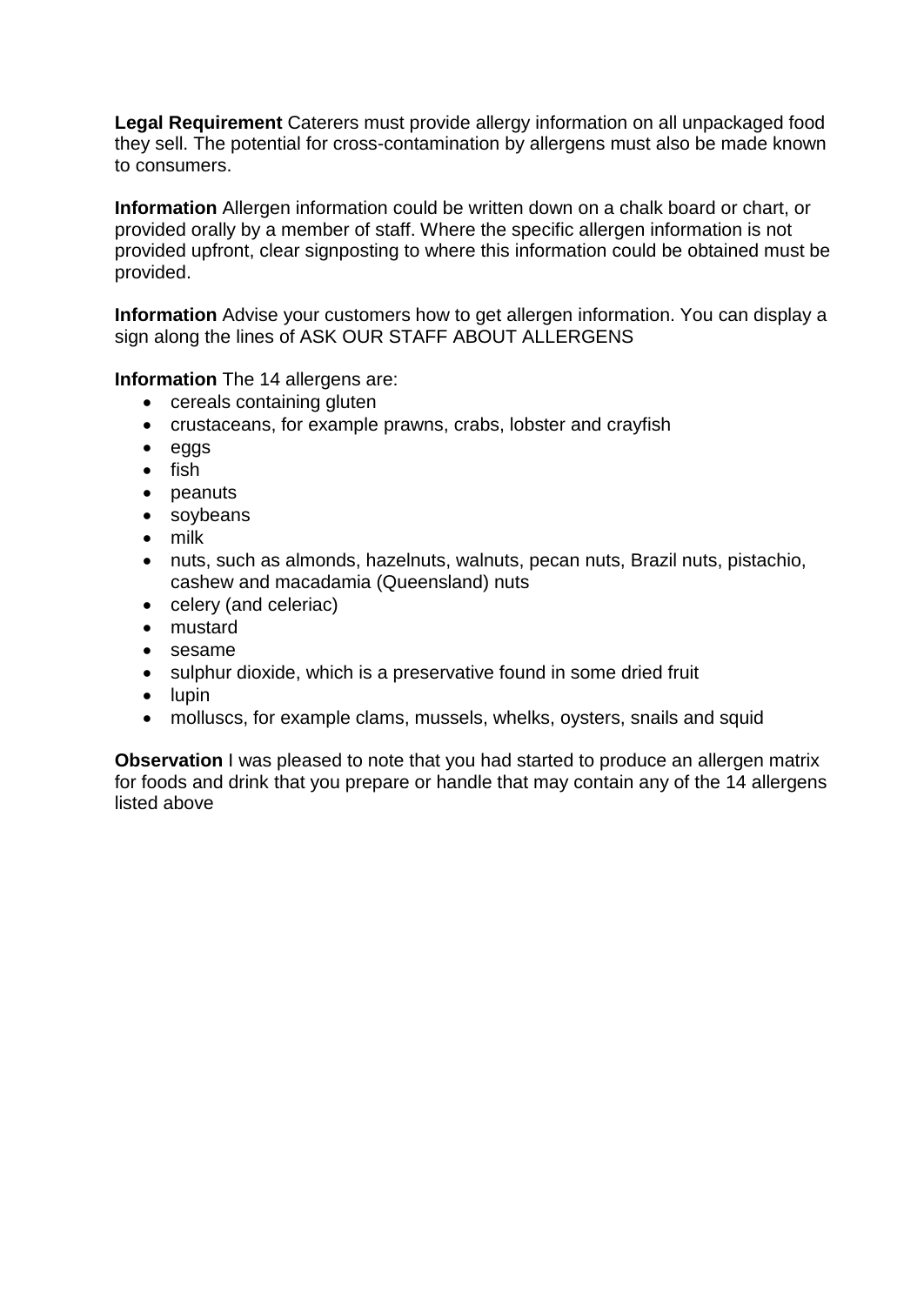**Legal Requirement** Caterers must provide allergy information on all unpackaged food they sell. The potential for cross-contamination by allergens must also be made known to consumers.

**Information** Allergen information could be written down on a chalk board or chart, or provided orally by a member of staff. Where the specific allergen information is not provided upfront, clear signposting to where this information could be obtained must be provided.

**Information** Advise your customers how to get allergen information. You can display a sign along the lines of ASK OUR STAFF ABOUT ALLERGENS

**Information** The 14 allergens are:

- cereals containing gluten
- crustaceans, for example prawns, crabs, lobster and crayfish
- eggs
- fish
- peanuts
- soybeans
- milk
- nuts, such as almonds, hazelnuts, walnuts, pecan nuts, Brazil nuts, pistachio, cashew and macadamia (Queensland) nuts
- celery (and celeriac)
- mustard
- sesame
- sulphur dioxide, which is a preservative found in some dried fruit
- lupin
- molluscs, for example clams, mussels, whelks, oysters, snails and squid

**Observation** I was pleased to note that you had started to produce an allergen matrix for foods and drink that you prepare or handle that may contain any of the 14 allergens listed above